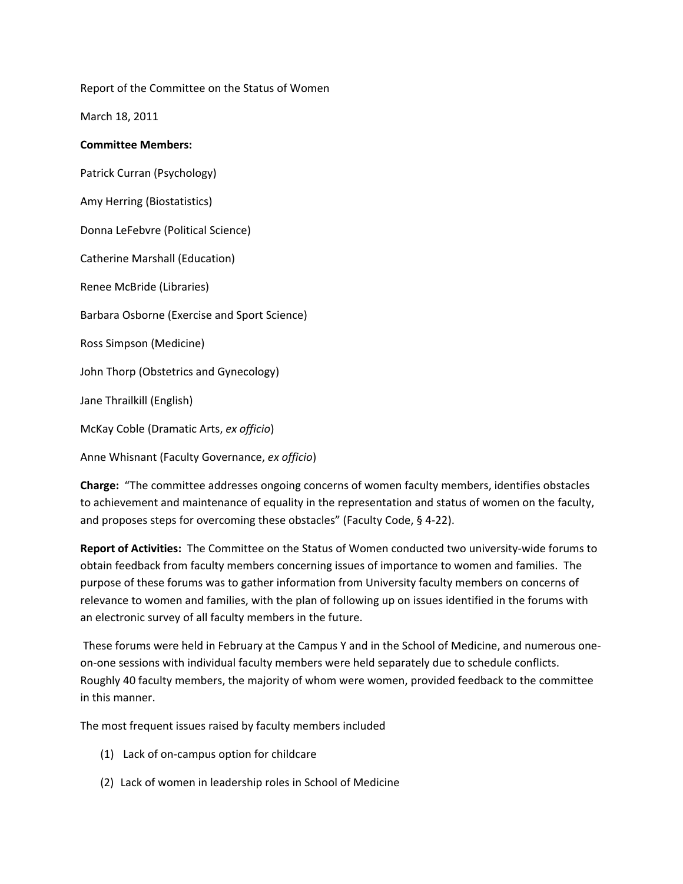Report of the Committee on the Status of Women

March 18, 2011

**Committee Members:**

Patrick Curran (Psychology)

Amy Herring (Biostatistics)

Donna LeFebvre (Political Science)

Catherine Marshall (Education)

Renee McBride (Libraries)

Barbara Osborne (Exercise and Sport Science)

Ross Simpson (Medicine)

John Thorp (Obstetrics and Gynecology)

Jane Thrailkill (English)

McKay Coble (Dramatic Arts, *ex officio*)

Anne Whisnant (Faculty Governance, *ex officio*)

**Charge:** "The committee addresses ongoing concerns of women faculty members, identifies obstacles to achievement and maintenance of equality in the representation and status of women on the faculty, and proposes steps for overcoming these obstacles" (Faculty Code, § 4-22).

**Report of Activities:** The Committee on the Status of Women conducted two university-wide forums to obtain feedback from faculty members concerning issues of importance to women and families. The purpose of these forums was to gather information from University faculty members on concerns of relevance to women and families, with the plan of following up on issues identified in the forums with an electronic survey of all faculty members in the future.

These forums were held in February at the Campus Y and in the School of Medicine, and numerous one-on-one sessions with individual faculty members were held separately due to schedule conflicts. Roughly 40 faculty members, the majority of whom were women, provided feedback to the committee in this manner.

The most frequent issues raised by faculty members included

(1) Lack of on-campus option for childcare

(2) Lack of women in leadership roles in School of Medicine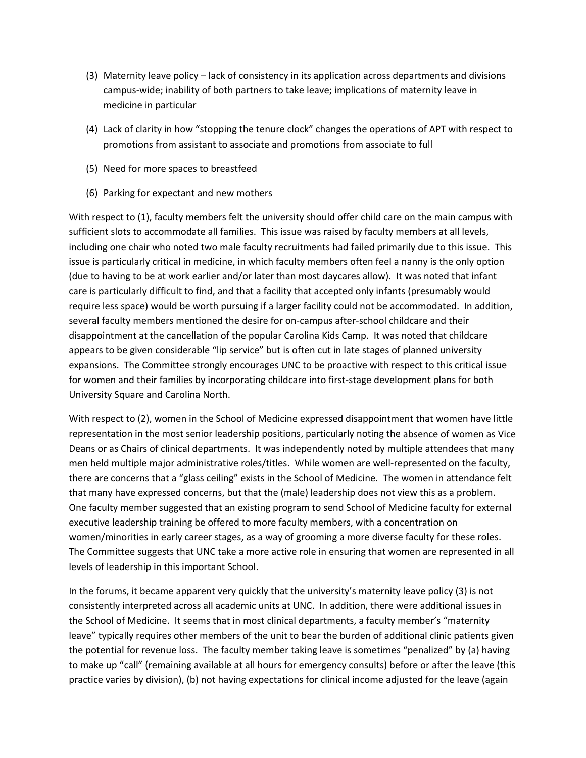(3) Maternity leave policy – lack of consistency in its application across departments and divisions campus-wide; inability of both partners to take leave; implications of maternity leave in medicine in particular

(4) Lack of clarity in how "stopping the tenure clock" changes the operations of APT with respect to promotions from assistant to associate and promotions from associate to full

(5) Need for more spaces to breastfeed

(6) Parking for expectant and new mothers

With respect to (1), faculty members felt the university should offer child care on the main campus with sufficient slots to accommodate all families. This issue was raised by faculty members at all levels, including one chair who noted two male faculty recruitments had failed primarily due to this issue. This issue is particularly critical in medicine, in which faculty members often feel a nanny is the only option (due to having to be at work earlier and/or later than most daycares allow). It was noted that infant care is particularly difficult to find, and that a facility that accepted only infants (presumably would require less space) would be worth pursuing if a larger facility could not be accommodated. In addition, several faculty members mentioned the desire for on-campus after-school childcare and their disappointment at the cancellation of the popular Carolina Kids Camp. It was noted that childcare appears to be given considerable "lip service" but is often cut in late stages of planned university expansions. The Committee strongly encourages UNC to be proactive with respect to this critical issue for women and their families by incorporating childcare into first-stage development plans for both University Square and Carolina North.

With respect to (2), women in the School of Medicine expressed disappointment that women have little representation in the most senior leadership positions, particularly noting the absence of women as Vice Deans or as Chairs of clinical departments. It was independently noted by multiple attendees that many men held multiple major administrative roles/titles. While women are well-represented on the faculty, there are concerns that a "glass ceiling" exists in the School of Medicine. The women in attendance felt that many have expressed concerns, but that the (male) leadership does not view this as a problem. One faculty member suggested that an existing program to send School of Medicine faculty for external executive leadership training be offered to more faculty members, with a concentration on women/minorities in early career stages, as a way of grooming a more diverse faculty for these roles. The Committee suggests that UNC take a more active role in ensuring that women are represented in all levels of leadership in this important School.

In the forums, it became apparent very quickly that the university's maternity leave policy (3) is not consistently interpreted across all academic units at UNC. In addition, there were additional issues in the School of Medicine. It seems that in most clinical departments, a faculty member's "maternity leave" typically requires other members of the unit to bear the burden of additional clinic patients given the potential for revenue loss. The faculty member taking leave is sometimes "penalized" by (a) having to make up "call" (remaining available at all hours for emergency consults) before or after the leave (this practice varies by division), (b) not having expectations for clinical income adjusted for the leave (again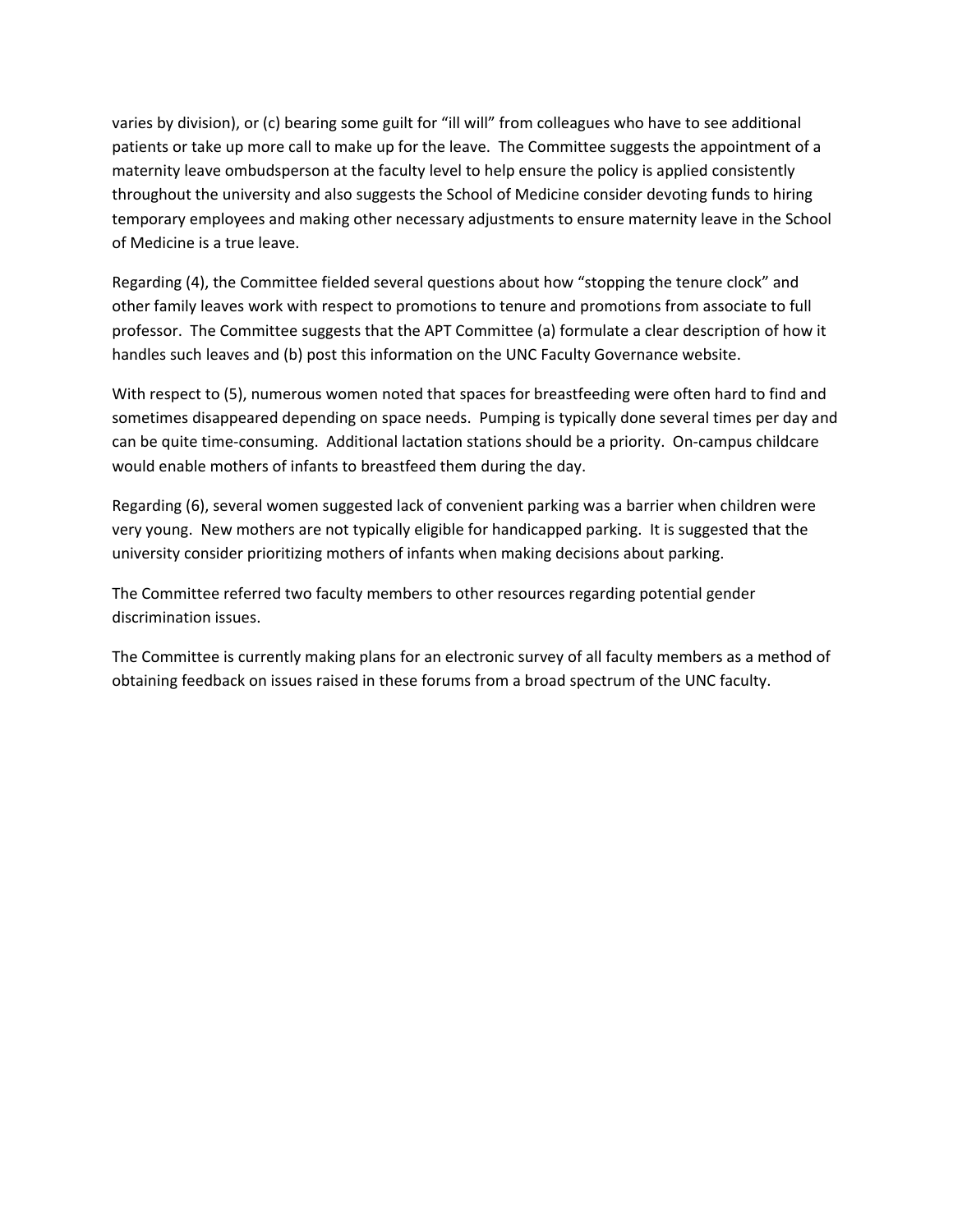varies by division), or (c) bearing some guilt for "ill will" from colleagues who have to see additional patients or take up more call to make up for the leave. The Committee suggests the appointment of a maternity leave ombudsperson at the faculty level to help ensure the policy is applied consistently throughout the university and also suggests the School of Medicine consider devoting funds to hiring temporary employees and making other necessary adjustments to ensure maternity leave in the School of Medicine is a true leave.

Regarding (4), the Committee fielded several questions about how "stopping the tenure clock" and other family leaves work with respect to promotions to tenure and promotions from associate to full professor. The Committee suggests that the APT Committee (a) formulate a clear description of how it handles such leaves and (b) post this information on the UNC Faculty Governance website.

With respect to (5), numerous women noted that spaces for breastfeeding were often hard to find and sometimes disappeared depending on space needs. Pumping is typically done several times per day and can be quite time-consuming. Additional lactation stations should be a priority. On-campus childcare would enable mothers of infants to breastfeed them during the day.

Regarding (6), several women suggested lack of convenient parking was a barrier when children were very young. New mothers are not typically eligible for handicapped parking. It is suggested that the university consider prioritizing mothers of infants when making decisions about parking.

The Committee referred two faculty members to other resources regarding potential gender discrimination issues.

The Committee is currently making plans for an electronic survey of all faculty members as a method of obtaining feedback on issues raised in these forums from a broad spectrum of the UNC faculty.